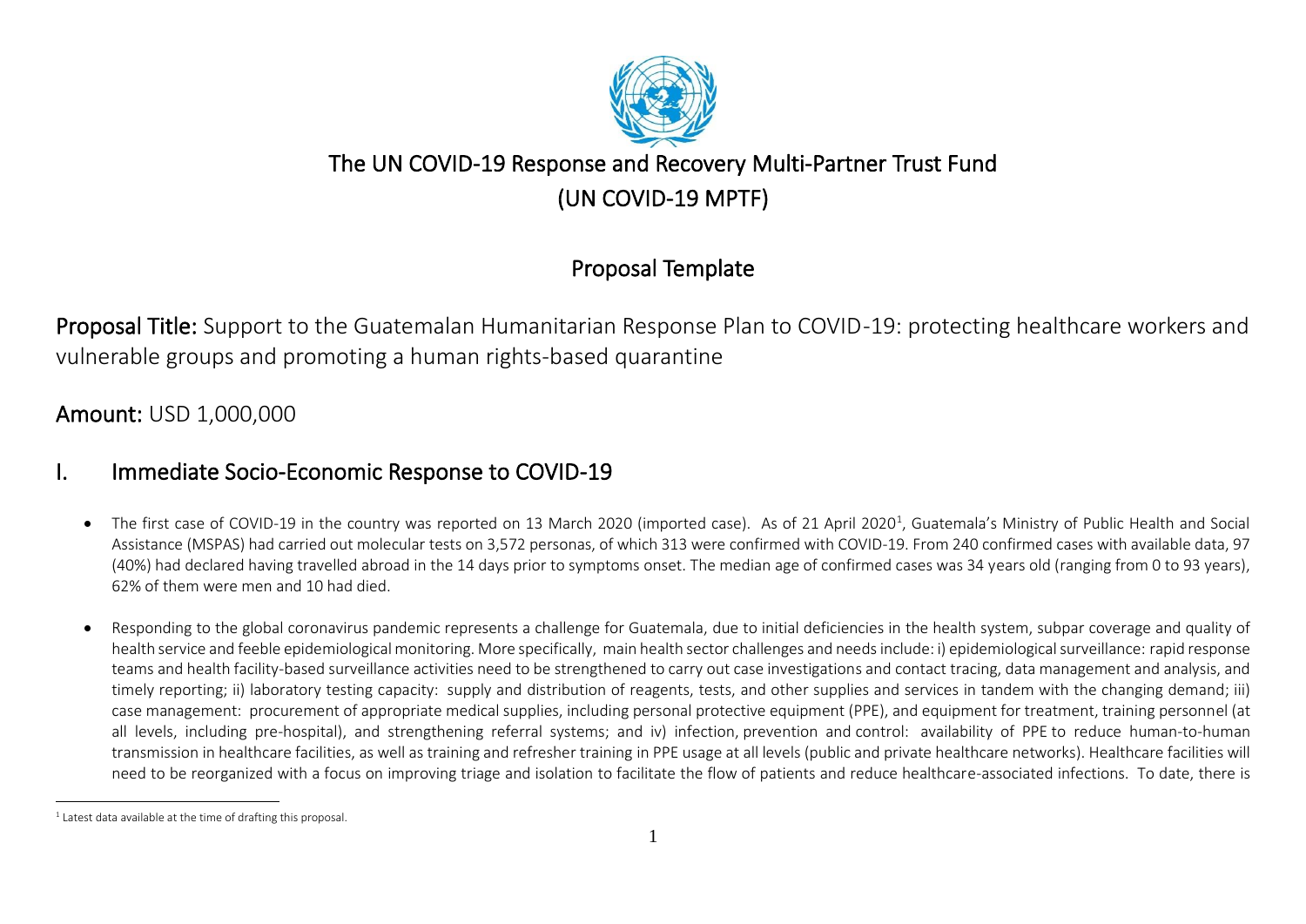# The UN COVID-19 Response and Recovery Multi-Partner Trust Fund (UN COVID-19 MPTF)

## Proposal Template

**Proposal Title:** Support to the Guatemalan Humanitarian Response Plan to COVID-19: protecting healthcare workers and vulnerable groups and promoting a human rights-based quarantine

**Amount:** USD 1,000,000

## I. Immediate Socio-Economic Response to COVID-19

- The first case of COVID-19 in the country was reported on 13 March 2020 (imported case). As of 21 April 2020[1], Guatemala's Ministry of Public Health and Social Assistance (MSPAS) had carried out molecular tests on 3,572 personas, of which 313 were confirmed with COVID-19. From 240 confirmed cases with available data, 97 (40%) had declared having travelled abroad in the 14 days prior to symptoms onset. The median age of confirmed cases was 34 years old (ranging from 0 to 93 years), 62% of them were men and 10 had died.

- Responding to the global coronavirus pandemic represents a challenge for Guatemala, due to initial deficiencies in the health system, subpar coverage and quality of health service and feeble epidemiological monitoring. More specifically, main health sector challenges and needs include: i) epidemiological surveillance: rapid response teams and health facility-based surveillance activities need to be strengthened to carry out case investigations and contact tracing, data management and analysis, and timely reporting; ii) laboratory testing capacity: supply and distribution of reagents, tests, and other supplies and services in tandem with the changing demand; iii) case management: procurement of appropriate medical supplies, including personal protective equipment (PPE), and equipment for treatment, training personnel (at all levels, including pre-hospital), and strengthening referral systems; and iv) infection, prevention and control: availability of PPE to reduce human-to-human transmission in healthcare facilities, as well as training and refresher training in PPE usage at all levels (public and private healthcare networks). Healthcare facilities will need to be reorganized with a focus on improving triage and isolation to facilitate the flow of patients and reduce healthcare-associated infections. To date, there is

[1] Latest data available at the time of drafting this proposal.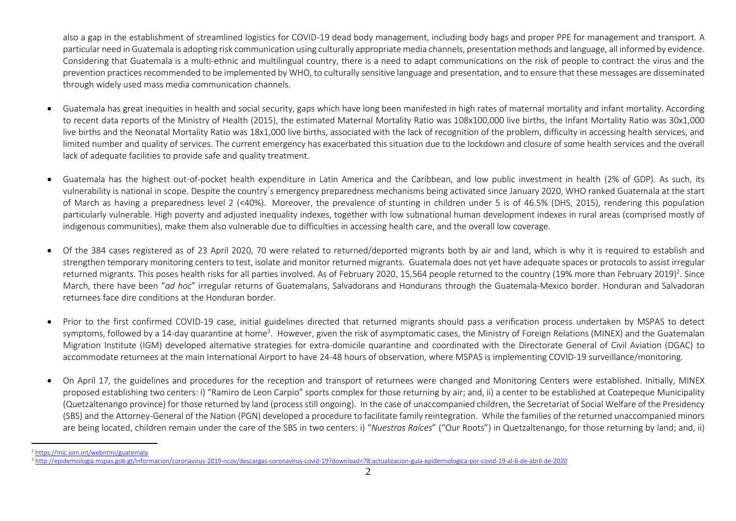also a gap in the establishment of streamlined logistics for COVID-19 dead body management, including body bags and proper PPE for management and transport. A particular need in Guatemala is adopting risk communication using culturally appropriate media channels, presentation methods and language, all informed by evidence. Considering that Guatemala is a multi-ethnic and multilingual country, there is a need to adapt communications on the risk of people to contract the virus and the prevention practices recommended to be implemented by WHO, to culturally sensitive language and presentation, and to ensure that these messages are disseminated through widely used mass media communication channels.

- Guatemala has great inequities in health and social security, gaps which have long been manifested in high rates of maternal mortality and infant mortality. According to recent data reports of the Ministry of Health (2015), the estimated Maternal Mortality Ratio was 108x100,000 live births, the Infant Mortality Ratio was 30x1,000 live births and the Neonatal Mortality Ratio was 18x1,000 live births, associated with the lack of recognition of the problem, difficulty in accessing health services, and limited number and quality of services. The current emergency has exacerbated this situation due to the lockdown and closure of some health services and the overall lack of adequate facilities to provide safe and quality treatment.

- Guatemala has the highest out-of-pocket health expenditure in Latin America and the Caribbean, and low public investment in health (2% of GDP). As such, its vulnerability is national in scope. Despite the country´s emergency preparedness mechanisms being activated since January 2020, WHO ranked Guatemala at the start of March as having a preparedness level 2 (<40%). Moreover, the prevalence of stunting in children under 5 is of 46.5% (DHS, 2015), rendering this population particularly vulnerable. High poverty and adjusted inequality indexes, together with low subnational human development indexes in rural areas (comprised mostly of indigenous communities), make them also vulnerable due to difficulties in accessing health care, and the overall low coverage.

- Of the 384 cases registered as of 23 April 2020, 70 were related to returned/deported migrants both by air and land, which is why it is required to establish and strengthen temporary monitoring centers to test, isolate and monitor returned migrants. Guatemala does not yet have adequate spaces or protocols to assist irregular returned migrants. This poses health risks for all parties involved. As of February 2020, 15,564 people returned to the country (19% more than February 2019)[2]. Since March, there have been "*ad hoc*" irregular returns of Guatemalans, Salvadorans and Hondurans through the Guatemala-Mexico border. Honduran and Salvadoran returnees face dire conditions at the Honduran border.

- Prior to the first confirmed COVID-19 case, initial guidelines directed that returned migrants should pass a verification process undertaken by MSPAS to detect symptoms, followed by a 14-day quarantine at home[3]. However, given the risk of asymptomatic cases, the Ministry of Foreign Relations (MINEX) and the Guatemalan Migration Institute (IGM) developed alternative strategies for extra-domicile quarantine and coordinated with the Directorate General of Civil Aviation (DGAC) to accommodate returnees at the main International Airport to have 24-48 hours of observation, where MSPAS is implementing COVID-19 surveillance/monitoring.

- On April 17, the guidelines and procedures for the reception and transport of returnees were changed and Monitoring Centers were established. Initially, MINEX proposed establishing two centers: i) "Ramiro de Leon Carpio" sports complex for those returning by air; and, ii) a center to be established at Coatepeque Municipality (Quetzaltenango province) for those returned by land (process still ongoing). In the case of unaccompanied children, the Secretariat of Social Welfare of the Presidency (SBS) and the Attorney-General of the Nation (PGN) developed a procedure to facilitate family reintegration. While the families of the returned unaccompanied minors are being located, children remain under the care of the SBS in two centers: i) "*Nuestras Raíces*" ("Our Roots") in Quetzaltenango, for those returning by land; and, ii)

---

[2] https://mic.iom.int/webntmi/guatemala

[3] http://epidemiologia.mspas.gob.gt/informacion/coronavirus-2019-ncov/descargas-coronavirus-covid-19?download=78:actualizacion-guia-epidemiologica-por-covid-19-al-6-de-abril-de-2020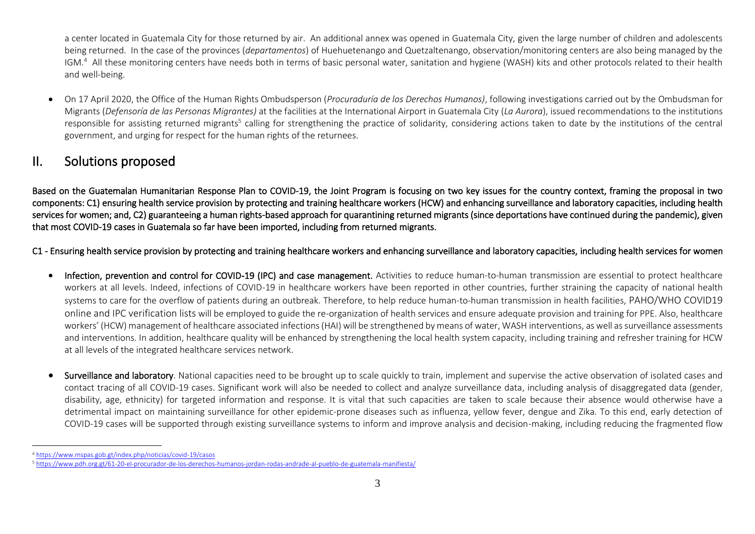a center located in Guatemala City for those returned by air. An additional annex was opened in Guatemala City, given the large number of children and adolescents being returned. In the case of the provinces (*departamentos*) of Huehuetenango and Quetzaltenango, observation/monitoring centers are also being managed by the IGM.[4] All these monitoring centers have needs both in terms of basic personal water, sanitation and hygiene (WASH) kits and other protocols related to their health and well-being.

- On 17 April 2020, the Office of the Human Rights Ombudsperson (*Procuraduría de los Derechos Humanos)*, following investigations carried out by the Ombudsman for Migrants (*Defensoría de las Personas Migrantes)* at the facilities at the International Airport in Guatemala City (*La Aurora*), issued recommendations to the institutions responsible for assisting returned migrants[5] calling for strengthening the practice of solidarity, considering actions taken to date by the institutions of the central government, and urging for respect for the human rights of the returnees.

## II. Solutions proposed

**Based on the Guatemalan Humanitarian Response Plan to COVID-19, the Joint Program is focusing on two key issues for the country context, framing the proposal in two components: C1) ensuring health service provision by protecting and training healthcare workers (HCW) and enhancing surveillance and laboratory capacities, including health services for women; and, C2) guaranteeing a human rights-based approach for quarantining returned migrants (since deportations have continued during the pandemic), given that most COVID-19 cases in Guatemala so far have been imported, including from returned migrants.**

**C1 - Ensuring health service provision by protecting and training healthcare workers and enhancing surveillance and laboratory capacities, including health services for women**

- **Infection, prevention and control for COVID-19 (IPC) and case management.** Activities to reduce human-to-human transmission are essential to protect healthcare workers at all levels. Indeed, infections of COVID-19 in healthcare workers have been reported in other countries, further straining the capacity of national health systems to care for the overflow of patients during an outbreak. Therefore, to help reduce human-to-human transmission in health facilities, PAHO/WHO COVID19 online and IPC verification lists will be employed to guide the re-organization of health services and ensure adequate provision and training for PPE. Also, healthcare workers' (HCW) management of healthcare associated infections (HAI) will be strengthened by means of water, WASH interventions, as well as surveillance assessments and interventions. In addition, healthcare quality will be enhanced by strengthening the local health system capacity, including training and refresher training for HCW at all levels of the integrated healthcare services network.

- **Surveillance and laboratory**. National capacities need to be brought up to scale quickly to train, implement and supervise the active observation of isolated cases and contact tracing of all COVID-19 cases. Significant work will also be needed to collect and analyze surveillance data, including analysis of disaggregated data (gender, disability, age, ethnicity) for targeted information and response. It is vital that such capacities are taken to scale because their absence would otherwise have a detrimental impact on maintaining surveillance for other epidemic-prone diseases such as influenza, yellow fever, dengue and Zika. To this end, early detection of COVID-19 cases will be supported through existing surveillance systems to inform and improve analysis and decision-making, including reducing the fragmented flow

---

[4] https://www.mspas.gob.gt/index.php/noticias/covid-19/casos

[5] https://www.pdh.org.gt/61-20-el-procurador-de-los-derechos-humanos-jordan-rodas-andrade-al-pueblo-de-guatemala-manifiesta/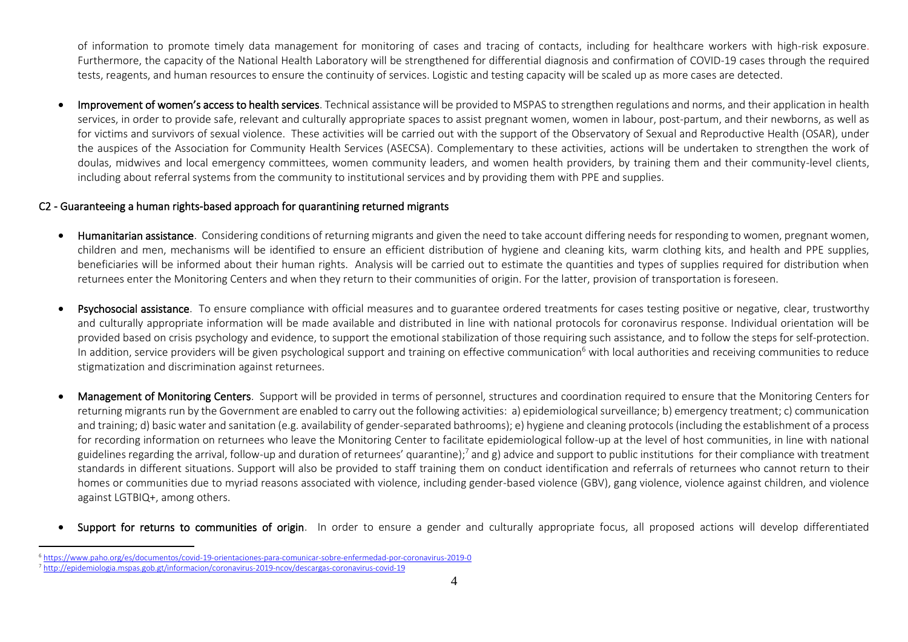of information to promote timely data management for monitoring of cases and tracing of contacts, including for healthcare workers with high-risk exposure. Furthermore, the capacity of the National Health Laboratory will be strengthened for differential diagnosis and confirmation of COVID-19 cases through the required tests, reagents, and human resources to ensure the continuity of services. Logistic and testing capacity will be scaled up as more cases are detected.

- **Improvement of women's access to health services**. Technical assistance will be provided to MSPAS to strengthen regulations and norms, and their application in health services, in order to provide safe, relevant and culturally appropriate spaces to assist pregnant women, women in labour, post-partum, and their newborns, as well as for victims and survivors of sexual violence. These activities will be carried out with the support of the Observatory of Sexual and Reproductive Health (OSAR), under the auspices of the Association for Community Health Services (ASECSA). Complementary to these activities, actions will be undertaken to strengthen the work of doulas, midwives and local emergency committees, women community leaders, and women health providers, by training them and their community-level clients, including about referral systems from the community to institutional services and by providing them with PPE and supplies.

## C2 - Guaranteeing a human rights-based approach for quarantining returned migrants

- **Humanitarian assistance**. Considering conditions of returning migrants and given the need to take account differing needs for responding to women, pregnant women, children and men, mechanisms will be identified to ensure an efficient distribution of hygiene and cleaning kits, warm clothing kits, and health and PPE supplies, beneficiaries will be informed about their human rights. Analysis will be carried out to estimate the quantities and types of supplies required for distribution when returnees enter the Monitoring Centers and when they return to their communities of origin. For the latter, provision of transportation is foreseen.

- **Psychosocial assistance**. To ensure compliance with official measures and to guarantee ordered treatments for cases testing positive or negative, clear, trustworthy and culturally appropriate information will be made available and distributed in line with national protocols for coronavirus response. Individual orientation will be provided based on crisis psychology and evidence, to support the emotional stabilization of those requiring such assistance, and to follow the steps for self-protection. In addition, service providers will be given psychological support and training on effective communication[6] with local authorities and receiving communities to reduce stigmatization and discrimination against returnees.

- **Management of Monitoring Centers**. Support will be provided in terms of personnel, structures and coordination required to ensure that the Monitoring Centers for returning migrants run by the Government are enabled to carry out the following activities: a) epidemiological surveillance; b) emergency treatment; c) communication and training; d) basic water and sanitation (e.g. availability of gender-separated bathrooms); e) hygiene and cleaning protocols (including the establishment of a process for recording information on returnees who leave the Monitoring Center to facilitate epidemiological follow-up at the level of host communities, in line with national guidelines regarding the arrival, follow-up and duration of returnees' quarantine);[7] and g) advice and support to public institutions for their compliance with treatment standards in different situations. Support will also be provided to staff training them on conduct identification and referrals of returnees who cannot return to their homes or communities due to myriad reasons associated with violence, including gender-based violence (GBV), gang violence, violence against children, and violence against LGTBIQ+, among others.

- **Support for returns to communities of origin**. In order to ensure a gender and culturally appropriate focus, all proposed actions will develop differentiated

---

[6] https://www.paho.org/es/documentos/covid-19-orientaciones-para-comunicar-sobre-enfermedad-por-coronavirus-2019-0

[7] http://epidemiologia.mspas.gob.gt/informacion/coronavirus-2019-ncov/descargas-coronavirus-covid-19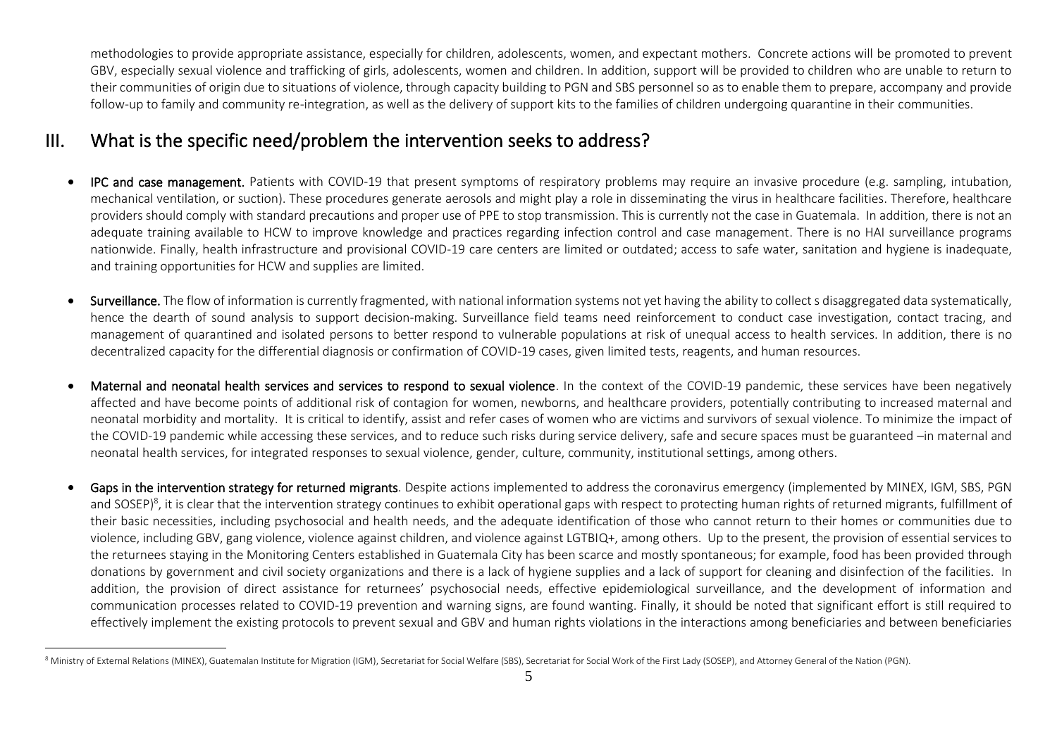methodologies to provide appropriate assistance, especially for children, adolescents, women, and expectant mothers. Concrete actions will be promoted to prevent GBV, especially sexual violence and trafficking of girls, adolescents, women and children. In addition, support will be provided to children who are unable to return to their communities of origin due to situations of violence, through capacity building to PGN and SBS personnel so as to enable them to prepare, accompany and provide follow-up to family and community re-integration, as well as the delivery of support kits to the families of children undergoing quarantine in their communities.

## III. What is the specific need/problem the intervention seeks to address?

- **IPC and case management.** Patients with COVID-19 that present symptoms of respiratory problems may require an invasive procedure (e.g. sampling, intubation, mechanical ventilation, or suction). These procedures generate aerosols and might play a role in disseminating the virus in healthcare facilities. Therefore, healthcare providers should comply with standard precautions and proper use of PPE to stop transmission. This is currently not the case in Guatemala. In addition, there is not an adequate training available to HCW to improve knowledge and practices regarding infection control and case management. There is no HAI surveillance programs nationwide. Finally, health infrastructure and provisional COVID-19 care centers are limited or outdated; access to safe water, sanitation and hygiene is inadequate, and training opportunities for HCW and supplies are limited.

- **Surveillance.** The flow of information is currently fragmented, with national information systems not yet having the ability to collect s disaggregated data systematically, hence the dearth of sound analysis to support decision-making. Surveillance field teams need reinforcement to conduct case investigation, contact tracing, and management of quarantined and isolated persons to better respond to vulnerable populations at risk of unequal access to health services. In addition, there is no decentralized capacity for the differential diagnosis or confirmation of COVID-19 cases, given limited tests, reagents, and human resources.

- **Maternal and neonatal health services and services to respond to sexual violence**. In the context of the COVID-19 pandemic, these services have been negatively affected and have become points of additional risk of contagion for women, newborns, and healthcare providers, potentially contributing to increased maternal and neonatal morbidity and mortality. It is critical to identify, assist and refer cases of women who are victims and survivors of sexual violence. To minimize the impact of the COVID-19 pandemic while accessing these services, and to reduce such risks during service delivery, safe and secure spaces must be guaranteed –in maternal and neonatal health services, for integrated responses to sexual violence, gender, culture, community, institutional settings, among others.

- **Gaps in the intervention strategy for returned migrants**. Despite actions implemented to address the coronavirus emergency (implemented by MINEX, IGM, SBS, PGN and SOSEP)[8], it is clear that the intervention strategy continues to exhibit operational gaps with respect to protecting human rights of returned migrants, fulfillment of their basic necessities, including psychosocial and health needs, and the adequate identification of those who cannot return to their homes or communities due to violence, including GBV, gang violence, violence against children, and violence against LGTBIQ+, among others. Up to the present, the provision of essential services to the returnees staying in the Monitoring Centers established in Guatemala City has been scarce and mostly spontaneous; for example, food has been provided through donations by government and civil society organizations and there is a lack of hygiene supplies and a lack of support for cleaning and disinfection of the facilities. In addition, the provision of direct assistance for returnees' psychosocial needs, effective epidemiological surveillance, and the development of information and communication processes related to COVID-19 prevention and warning signs, are found wanting. Finally, it should be noted that significant effort is still required to effectively implement the existing protocols to prevent sexual and GBV and human rights violations in the interactions among beneficiaries and between beneficiaries

[8] Ministry of External Relations (MINEX), Guatemalan Institute for Migration (IGM), Secretariat for Social Welfare (SBS), Secretariat for Social Work of the First Lady (SOSEP), and Attorney General of the Nation (PGN).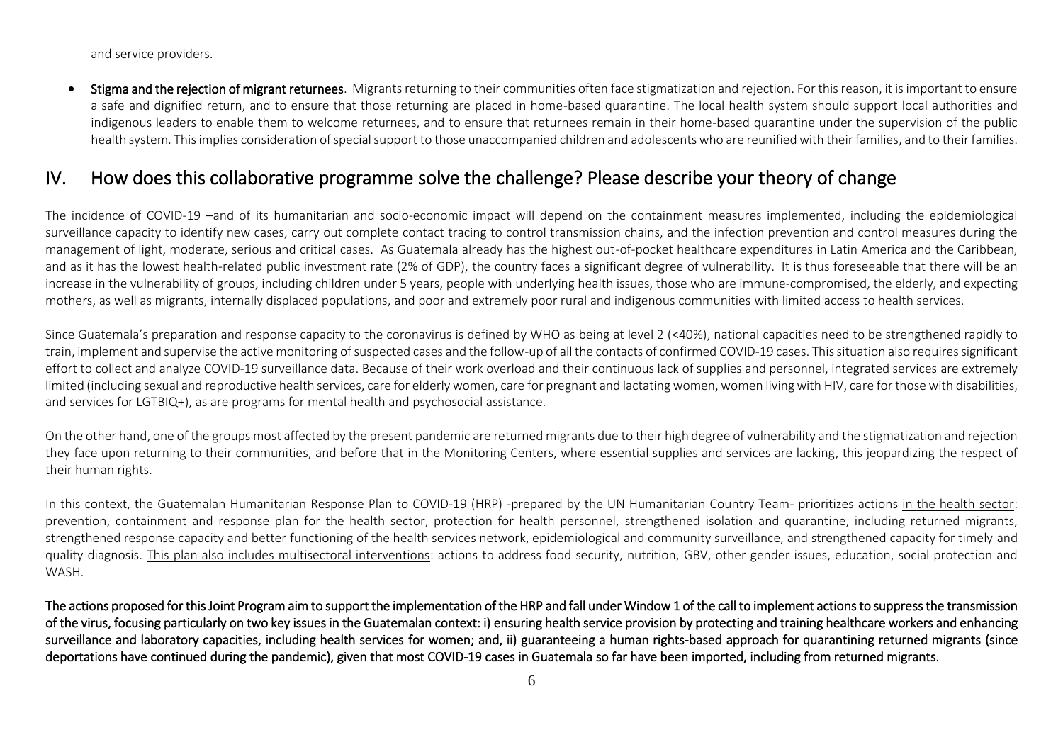and service providers.

- **Stigma and the rejection of migrant returnees**. Migrants returning to their communities often face stigmatization and rejection. For this reason, it is important to ensure a safe and dignified return, and to ensure that those returning are placed in home-based quarantine. The local health system should support local authorities and indigenous leaders to enable them to welcome returnees, and to ensure that returnees remain in their home-based quarantine under the supervision of the public health system. This implies consideration of special support to those unaccompanied children and adolescents who are reunified with their families, and to their families.

## IV. How does this collaborative programme solve the challenge? Please describe your theory of change

The incidence of COVID-19 –and of its humanitarian and socio-economic impact will depend on the containment measures implemented, including the epidemiological surveillance capacity to identify new cases, carry out complete contact tracing to control transmission chains, and the infection prevention and control measures during the management of light, moderate, serious and critical cases. As Guatemala already has the highest out-of-pocket healthcare expenditures in Latin America and the Caribbean, and as it has the lowest health-related public investment rate (2% of GDP), the country faces a significant degree of vulnerability. It is thus foreseeable that there will be an increase in the vulnerability of groups, including children under 5 years, people with underlying health issues, those who are immune-compromised, the elderly, and expecting mothers, as well as migrants, internally displaced populations, and poor and extremely poor rural and indigenous communities with limited access to health services.

Since Guatemala's preparation and response capacity to the coronavirus is defined by WHO as being at level 2 (<40%), national capacities need to be strengthened rapidly to train, implement and supervise the active monitoring of suspected cases and the follow-up of all the contacts of confirmed COVID-19 cases. This situation also requires significant effort to collect and analyze COVID-19 surveillance data. Because of their work overload and their continuous lack of supplies and personnel, integrated services are extremely limited (including sexual and reproductive health services, care for elderly women, care for pregnant and lactating women, women living with HIV, care for those with disabilities, and services for LGTBIQ+), as are programs for mental health and psychosocial assistance.

On the other hand, one of the groups most affected by the present pandemic are returned migrants due to their high degree of vulnerability and the stigmatization and rejection they face upon returning to their communities, and before that in the Monitoring Centers, where essential supplies and services are lacking, this jeopardizing the respect of their human rights.

In this context, the Guatemalan Humanitarian Response Plan to COVID-19 (HRP) -prepared by the UN Humanitarian Country Team- prioritizes actions in the health sector: prevention, containment and response plan for the health sector, protection for health personnel, strengthened isolation and quarantine, including returned migrants, strengthened response capacity and better functioning of the health services network, epidemiological and community surveillance, and strengthened capacity for timely and quality diagnosis. This plan also includes multisectoral interventions: actions to address food security, nutrition, GBV, other gender issues, education, social protection and WASH.

**The actions proposed for this Joint Program aim to support the implementation of the HRP and fall under Window 1 of the call to implement actions to suppress the transmission of the virus, focusing particularly on two key issues in the Guatemalan context: i) ensuring health service provision by protecting and training healthcare workers and enhancing surveillance and laboratory capacities, including health services for women; and, ii) guaranteeing a human rights-based approach for quarantining returned migrants (since deportations have continued during the pandemic), given that most COVID-19 cases in Guatemala so far have been imported, including from returned migrants.**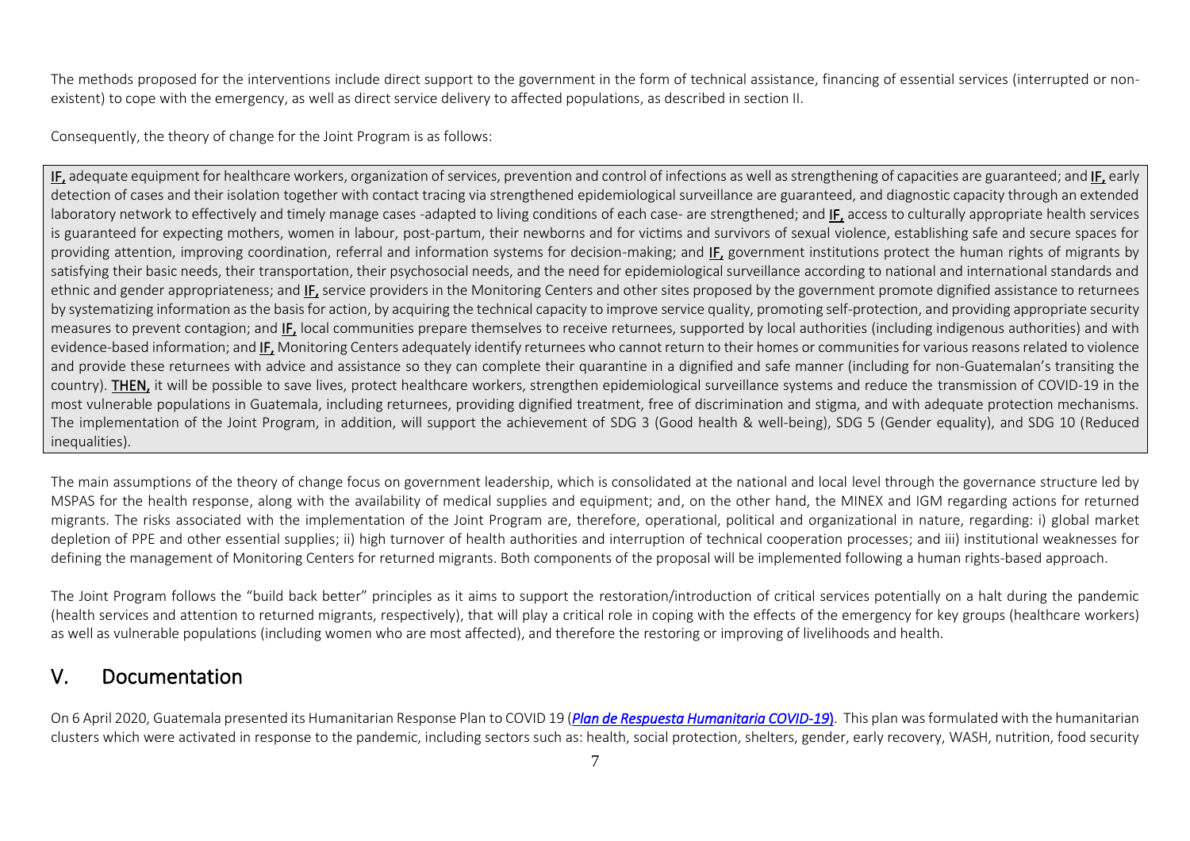The methods proposed for the interventions include direct support to the government in the form of technical assistance, financing of essential services (interrupted or non-existent) to cope with the emergency, as well as direct service delivery to affected populations, as described in section II.

Consequently, the theory of change for the Joint Program is as follows:

**IF,** adequate equipment for healthcare workers, organization of services, prevention and control of infections as well as strengthening of capacities are guaranteed; and **IF,** early detection of cases and their isolation together with contact tracing via strengthened epidemiological surveillance are guaranteed, and diagnostic capacity through an extended laboratory network to effectively and timely manage cases -adapted to living conditions of each case- are strengthened; and **IF,** access to culturally appropriate health services is guaranteed for expecting mothers, women in labour, post-partum, their newborns and for victims and survivors of sexual violence, establishing safe and secure spaces for providing attention, improving coordination, referral and information systems for decision-making; and **IF,** government institutions protect the human rights of migrants by satisfying their basic needs, their transportation, their psychosocial needs, and the need for epidemiological surveillance according to national and international standards and ethnic and gender appropriateness; and **IF,** service providers in the Monitoring Centers and other sites proposed by the government promote dignified assistance to returnees by systematizing information as the basis for action, by acquiring the technical capacity to improve service quality, promoting self-protection, and providing appropriate security measures to prevent contagion; and **IF,** local communities prepare themselves to receive returnees, supported by local authorities (including indigenous authorities) and with evidence-based information; and **IF,** Monitoring Centers adequately identify returnees who cannot return to their homes or communities for various reasons related to violence and provide these returnees with advice and assistance so they can complete their quarantine in a dignified and safe manner (including for non-Guatemalan's transiting the country). **THEN,** it will be possible to save lives, protect healthcare workers, strengthen epidemiological surveillance systems and reduce the transmission of COVID-19 in the most vulnerable populations in Guatemala, including returnees, providing dignified treatment, free of discrimination and stigma, and with adequate protection mechanisms. The implementation of the Joint Program, in addition, will support the achievement of SDG 3 (Good health & well-being), SDG 5 (Gender equality), and SDG 10 (Reduced inequalities).

The main assumptions of the theory of change focus on government leadership, which is consolidated at the national and local level through the governance structure led by MSPAS for the health response, along with the availability of medical supplies and equipment; and, on the other hand, the MINEX and IGM regarding actions for returned migrants. The risks associated with the implementation of the Joint Program are, therefore, operational, political and organizational in nature, regarding: i) global market depletion of PPE and other essential supplies; ii) high turnover of health authorities and interruption of technical cooperation processes; and iii) institutional weaknesses for defining the management of Monitoring Centers for returned migrants. Both components of the proposal will be implemented following a human rights-based approach.

The Joint Program follows the "build back better" principles as it aims to support the restoration/introduction of critical services potentially on a halt during the pandemic (health services and attention to returned migrants, respectively), that will play a critical role in coping with the effects of the emergency for key groups (healthcare workers) as well as vulnerable populations (including women who are most affected), and therefore the restoring or improving of livelihoods and health.

## V. Documentation

On 6 April 2020, Guatemala presented its Humanitarian Response Plan to COVID 19 (***Plan de Respuesta Humanitaria COVID-19***). This plan was formulated with the humanitarian clusters which were activated in response to the pandemic, including sectors such as: health, social protection, shelters, gender, early recovery, WASH, nutrition, food security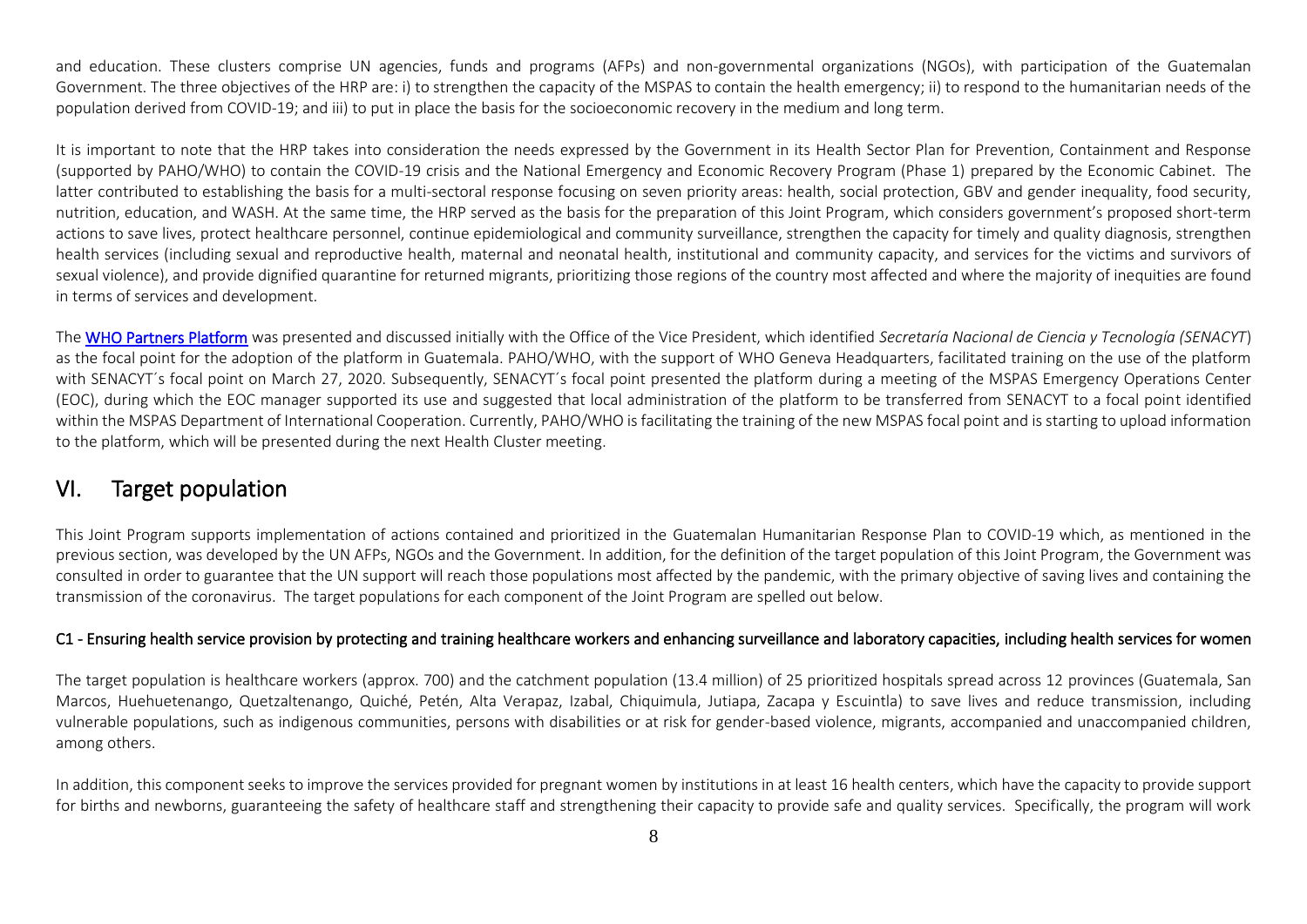and education. These clusters comprise UN agencies, funds and programs (AFPs) and non-governmental organizations (NGOs), with participation of the Guatemalan Government. The three objectives of the HRP are: i) to strengthen the capacity of the MSPAS to contain the health emergency; ii) to respond to the humanitarian needs of the population derived from COVID-19; and iii) to put in place the basis for the socioeconomic recovery in the medium and long term.

It is important to note that the HRP takes into consideration the needs expressed by the Government in its Health Sector Plan for Prevention, Containment and Response (supported by PAHO/WHO) to contain the COVID-19 crisis and the National Emergency and Economic Recovery Program (Phase 1) prepared by the Economic Cabinet. The latter contributed to establishing the basis for a multi-sectoral response focusing on seven priority areas: health, social protection, GBV and gender inequality, food security, nutrition, education, and WASH. At the same time, the HRP served as the basis for the preparation of this Joint Program, which considers government's proposed short-term actions to save lives, protect healthcare personnel, continue epidemiological and community surveillance, strengthen the capacity for timely and quality diagnosis, strengthen health services (including sexual and reproductive health, maternal and neonatal health, institutional and community capacity, and services for the victims and survivors of sexual violence), and provide dignified quarantine for returned migrants, prioritizing those regions of the country most affected and where the majority of inequities are found in terms of services and development.

The WHO Partners Platform was presented and discussed initially with the Office of the Vice President, which identified *Secretaría Nacional de Ciencia y Tecnología (SENACYT*) as the focal point for the adoption of the platform in Guatemala. PAHO/WHO, with the support of WHO Geneva Headquarters, facilitated training on the use of the platform with SENACYT´s focal point on March 27, 2020. Subsequently, SENACYT´s focal point presented the platform during a meeting of the MSPAS Emergency Operations Center (EOC), during which the EOC manager supported its use and suggested that local administration of the platform to be transferred from SENACYT to a focal point identified within the MSPAS Department of International Cooperation. Currently, PAHO/WHO is facilitating the training of the new MSPAS focal point and is starting to upload information to the platform, which will be presented during the next Health Cluster meeting.

# VI. Target population

This Joint Program supports implementation of actions contained and prioritized in the Guatemalan Humanitarian Response Plan to COVID-19 which, as mentioned in the previous section, was developed by the UN AFPs, NGOs and the Government. In addition, for the definition of the target population of this Joint Program, the Government was consulted in order to guarantee that the UN support will reach those populations most affected by the pandemic, with the primary objective of saving lives and containing the transmission of the coronavirus. The target populations for each component of the Joint Program are spelled out below.

### C1 - Ensuring health service provision by protecting and training healthcare workers and enhancing surveillance and laboratory capacities, including health services for women

The target population is healthcare workers (approx. 700) and the catchment population (13.4 million) of 25 prioritized hospitals spread across 12 provinces (Guatemala, San Marcos, Huehuetenango, Quetzaltenango, Quiché, Petén, Alta Verapaz, Izabal, Chiquimula, Jutiapa, Zacapa y Escuintla) to save lives and reduce transmission, including vulnerable populations, such as indigenous communities, persons with disabilities or at risk for gender-based violence, migrants, accompanied and unaccompanied children, among others.

In addition, this component seeks to improve the services provided for pregnant women by institutions in at least 16 health centers, which have the capacity to provide support for births and newborns, guaranteeing the safety of healthcare staff and strengthening their capacity to provide safe and quality services. Specifically, the program will work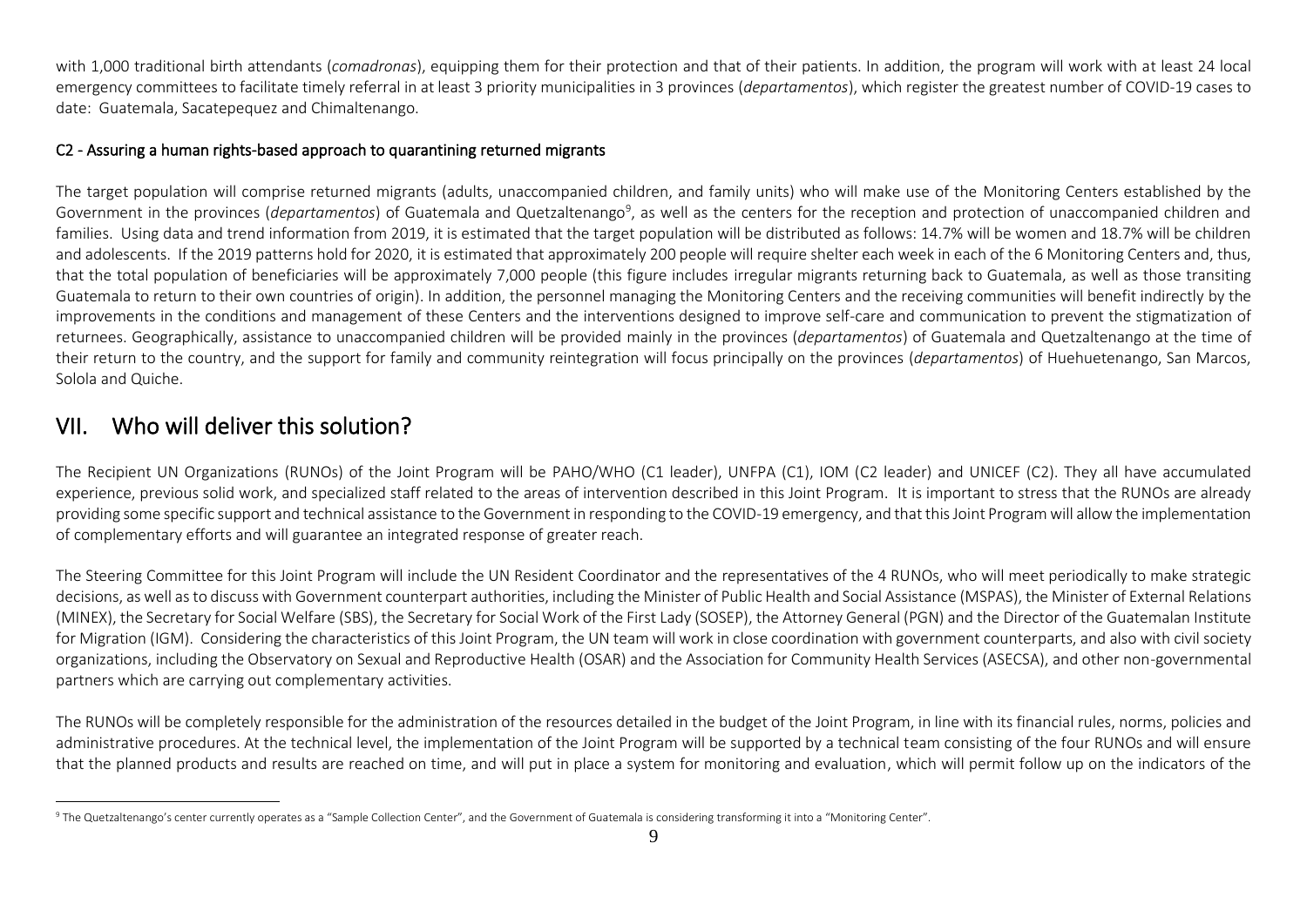with 1,000 traditional birth attendants (*comadronas*), equipping them for their protection and that of their patients. In addition, the program will work with at least 24 local emergency committees to facilitate timely referral in at least 3 priority municipalities in 3 provinces (*departamentos*), which register the greatest number of COVID-19 cases to date: Guatemala, Sacatepequez and Chimaltenango.

### C2 - Assuring a human rights-based approach to quarantining returned migrants

The target population will comprise returned migrants (adults, unaccompanied children, and family units) who will make use of the Monitoring Centers established by the Government in the provinces (*departamentos*) of Guatemala and Quetzaltenango[9], as well as the centers for the reception and protection of unaccompanied children and families. Using data and trend information from 2019, it is estimated that the target population will be distributed as follows: 14.7% will be women and 18.7% will be children and adolescents. If the 2019 patterns hold for 2020, it is estimated that approximately 200 people will require shelter each week in each of the 6 Monitoring Centers and, thus, that the total population of beneficiaries will be approximately 7,000 people (this figure includes irregular migrants returning back to Guatemala, as well as those transiting Guatemala to return to their own countries of origin). In addition, the personnel managing the Monitoring Centers and the receiving communities will benefit indirectly by the improvements in the conditions and management of these Centers and the interventions designed to improve self-care and communication to prevent the stigmatization of returnees. Geographically, assistance to unaccompanied children will be provided mainly in the provinces (*departamentos*) of Guatemala and Quetzaltenango at the time of their return to the country, and the support for family and community reintegration will focus principally on the provinces (*departamentos*) of Huehuetenango, San Marcos, Solola and Quiche.

## VII. Who will deliver this solution?

The Recipient UN Organizations (RUNOs) of the Joint Program will be PAHO/WHO (C1 leader), UNFPA (C1), IOM (C2 leader) and UNICEF (C2). They all have accumulated experience, previous solid work, and specialized staff related to the areas of intervention described in this Joint Program. It is important to stress that the RUNOs are already providing some specific support and technical assistance to the Government in responding to the COVID-19 emergency, and that this Joint Program will allow the implementation of complementary efforts and will guarantee an integrated response of greater reach.

The Steering Committee for this Joint Program will include the UN Resident Coordinator and the representatives of the 4 RUNOs, who will meet periodically to make strategic decisions, as well as to discuss with Government counterpart authorities, including the Minister of Public Health and Social Assistance (MSPAS), the Minister of External Relations (MINEX), the Secretary for Social Welfare (SBS), the Secretary for Social Work of the First Lady (SOSEP), the Attorney General (PGN) and the Director of the Guatemalan Institute for Migration (IGM). Considering the characteristics of this Joint Program, the UN team will work in close coordination with government counterparts, and also with civil society organizations, including the Observatory on Sexual and Reproductive Health (OSAR) and the Association for Community Health Services (ASECSA), and other non-governmental partners which are carrying out complementary activities.

The RUNOs will be completely responsible for the administration of the resources detailed in the budget of the Joint Program, in line with its financial rules, norms, policies and administrative procedures. At the technical level, the implementation of the Joint Program will be supported by a technical team consisting of the four RUNOs and will ensure that the planned products and results are reached on time, and will put in place a system for monitoring and evaluation, which will permit follow up on the indicators of the

[9] The Quetzaltenango's center currently operates as a "Sample Collection Center", and the Government of Guatemala is considering transforming it into a "Monitoring Center".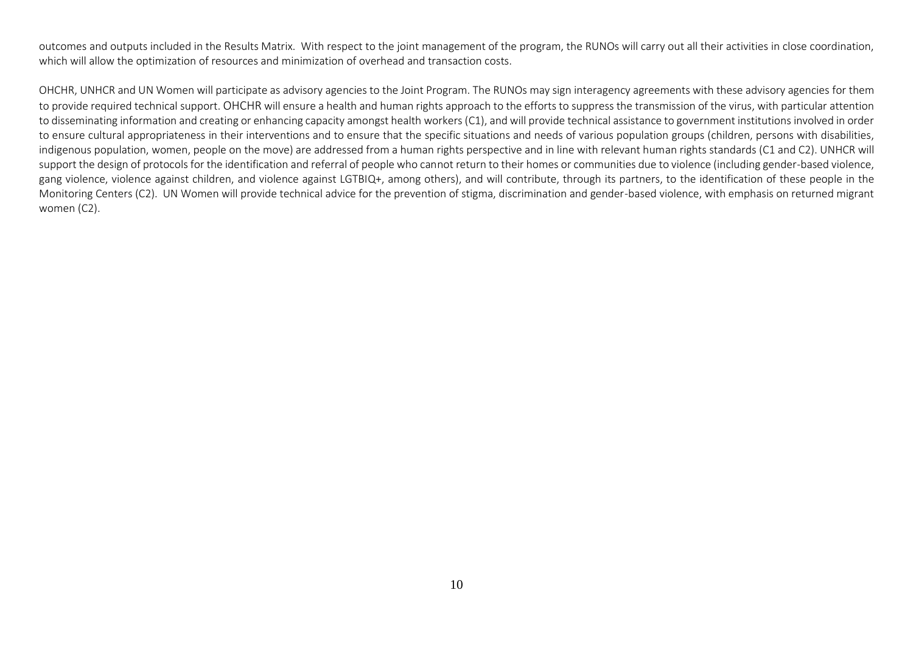outcomes and outputs included in the Results Matrix. With respect to the joint management of the program, the RUNOs will carry out all their activities in close coordination, which will allow the optimization of resources and minimization of overhead and transaction costs.

OHCHR, UNHCR and UN Women will participate as advisory agencies to the Joint Program. The RUNOs may sign interagency agreements with these advisory agencies for them to provide required technical support. OHCHR will ensure a health and human rights approach to the efforts to suppress the transmission of the virus, with particular attention to disseminating information and creating or enhancing capacity amongst health workers (C1), and will provide technical assistance to government institutions involved in order to ensure cultural appropriateness in their interventions and to ensure that the specific situations and needs of various population groups (children, persons with disabilities, indigenous population, women, people on the move) are addressed from a human rights perspective and in line with relevant human rights standards (C1 and C2). UNHCR will support the design of protocols for the identification and referral of people who cannot return to their homes or communities due to violence (including gender-based violence, gang violence, violence against children, and violence against LGTBIQ+, among others), and will contribute, through its partners, to the identification of these people in the Monitoring Centers (C2). UN Women will provide technical advice for the prevention of stigma, discrimination and gender-based violence, with emphasis on returned migrant women (C2).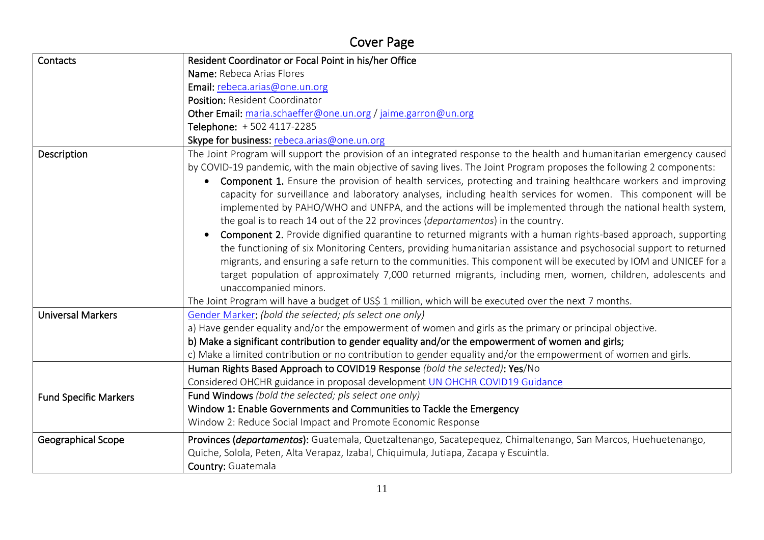# Cover Page

| | |
|---|---|
| Contacts | **Resident Coordinator or Focal Point in his/her Office**<br>**Name:** Rebeca Arias Flores<br>**Email:** rebeca.arias@one.un.org<br>**Position:** Resident Coordinator<br>**Other Email:** maria.schaeffer@one.un.org / jaime.garron@un.org<br>**Telephone:** + 502 4117-2285<br>**Skype for business:** rebeca.arias@one.un.org |
| Description | The Joint Program will support the provision of an integrated response to the health and humanitarian emergency caused by COVID-19 pandemic, with the main objective of saving lives. The Joint Program proposes the following 2 components:<br>• **Component 1.** Ensure the provision of health services, protecting and training healthcare workers and improving capacity for surveillance and laboratory analyses, including health services for women. This component will be implemented by PAHO/WHO and UNFPA, and the actions will be implemented through the national health system, the goal is to reach 14 out of the 22 provinces (*departamentos*) in the country.<br>• **Component 2.** Provide dignified quarantine to returned migrants with a human rights-based approach, supporting the functioning of six Monitoring Centers, providing humanitarian assistance and psychosocial support to returned migrants, and ensuring a safe return to the communities. This component will be executed by IOM and UNICEF for a target population of approximately 7,000 returned migrants, including men, women, children, adolescents and unaccompanied minors.<br>The Joint Program will have a budget of US$ 1 million, which will be executed over the next 7 months. |
| Universal Markers | Gender Marker: *(bold the selected; pls select one only)*<br>a) Have gender equality and/or the empowerment of women and girls as the primary or principal objective.<br>**b) Make a significant contribution to gender equality and/or the empowerment of women and girls;**<br>c) Make a limited contribution or no contribution to gender equality and/or the empowerment of women and girls. |
| Fund Specific Markers | **Human Rights Based Approach to COVID19 Response** *(bold the selected)*: **Yes**/No<br>Considered OHCHR guidance in proposal development UN OHCHR COVID19 Guidance<br>**Fund Windows** *(bold the selected; pls select one only)*<br>**Window 1: Enable Governments and Communities to Tackle the Emergency**<br>Window 2: Reduce Social Impact and Promote Economic Response |
| Geographical Scope | **Provinces (*departamentos*):** Guatemala, Quetzaltenango, Sacatepequez, Chimaltenango, San Marcos, Huehuetenango, Quiche, Solola, Peten, Alta Verapaz, Izabal, Chiquimula, Jutiapa, Zacapa y Escuintla.<br>**Country:** Guatemala |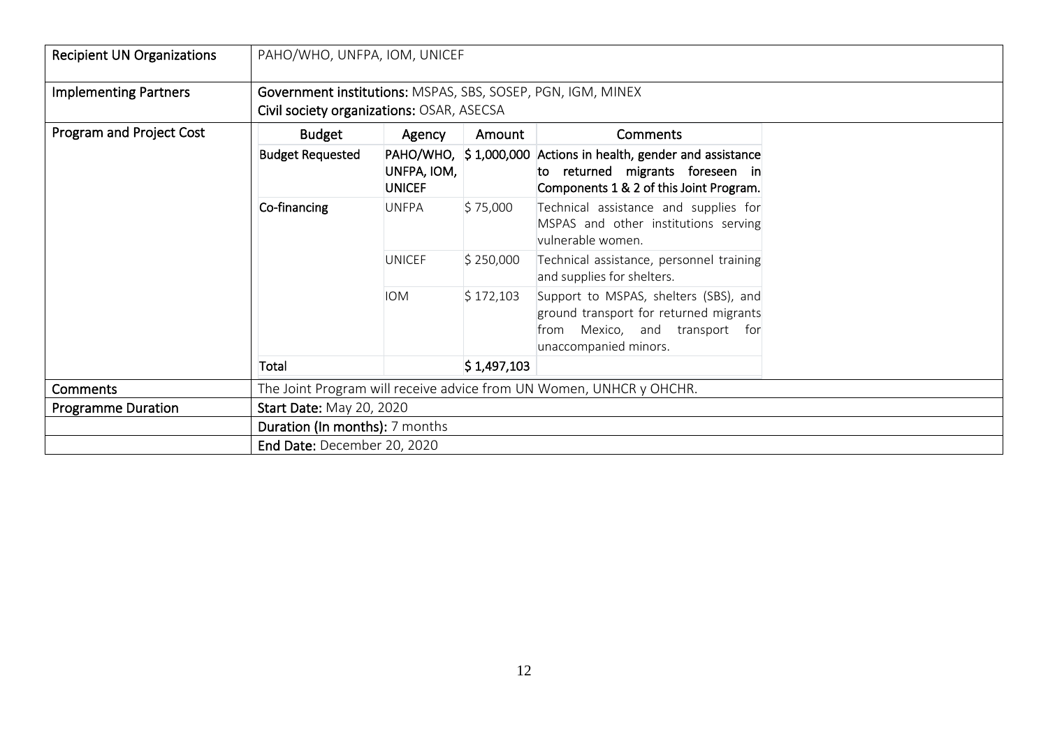| Recipient UN Organizations | PAHO/WHO, UNFPA, IOM, UNICEF | | | |
|---|---|---|---|---|
| Implementing Partners | **Government institutions:** MSPAS, SBS, SOSEP, PGN, IGM, MINEX<br>**Civil society organizations:** OSAR, ASECSA | | | |
| Program and Project Cost | **Budget** | **Agency** | **Amount** | **Comments** |
| | **Budget Requested** | **PAHO/WHO, UNFPA, IOM, UNICEF** | **$ 1,000,000** | **Actions in health, gender and assistance to returned migrants foreseen in Components 1 & 2 of this Joint Program.** |
| | **Co-financing** | UNFPA | $ 75,000 | Technical assistance and supplies for MSPAS and other institutions serving vulnerable women. |
| | | UNICEF | $ 250,000 | Technical assistance, personnel training and supplies for shelters. |
| | | IOM | $ 172,103 | Support to MSPAS, shelters (SBS), and ground transport for returned migrants from Mexico, and transport for unaccompanied minors. |
| | **Total** | | **$ 1,497,103** | |
| Comments | The Joint Program will receive advice from UN Women, UNHCR y OHCHR. | | | |
| Programme Duration | **Start Date:** May 20, 2020 | | | |
| | **Duration (In months):** 7 months | | | |
| | **End Date:** December 20, 2020 | | | |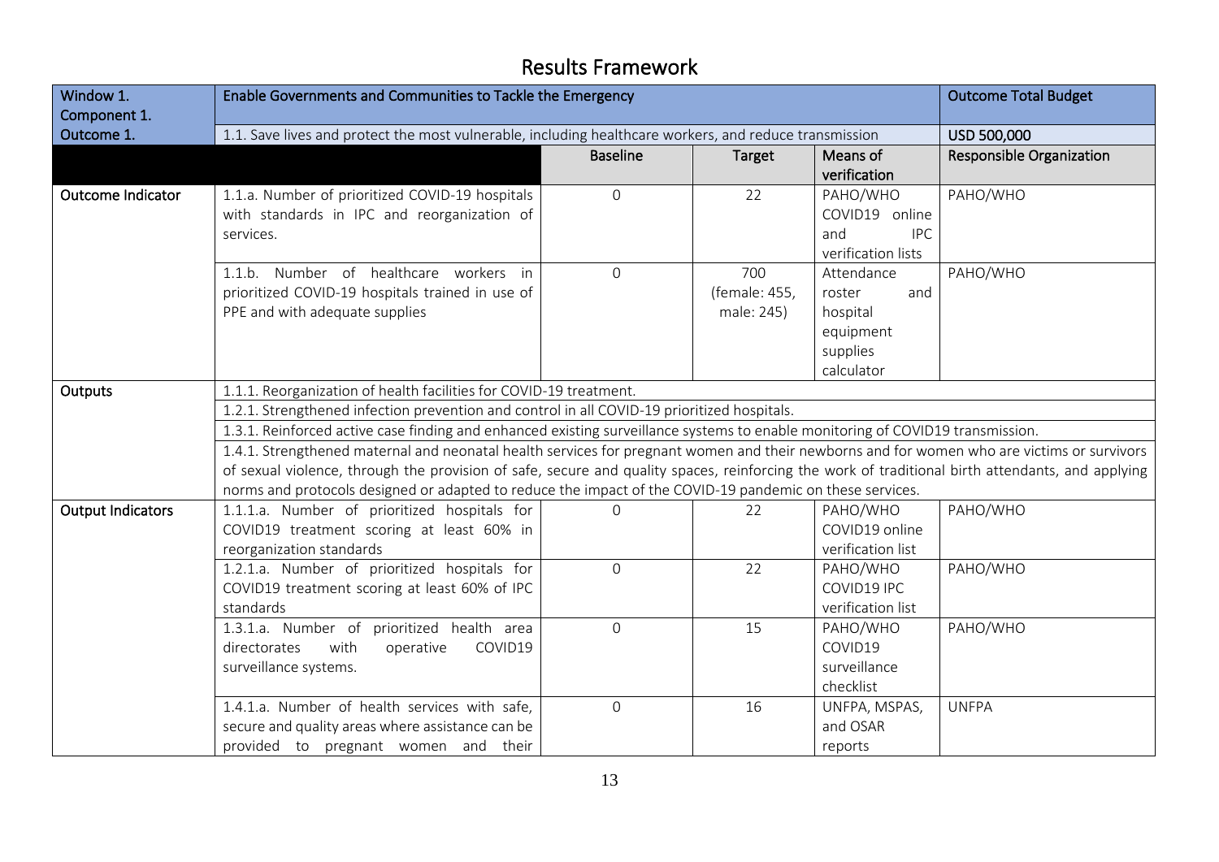## Results Framework

| Window 1. Component 1. | Enable Governments and Communities to Tackle the Emergency | | | | Outcome Total Budget |
|---|---|---|---|---|---|
| Outcome 1. | 1.1. Save lives and protect the most vulnerable, including healthcare workers, and reduce transmission | | | | USD 500,000 |
| | | Baseline | Target | Means of verification | Responsible Organization |
| Outcome Indicator | 1.1.a. Number of prioritized COVID-19 hospitals with standards in IPC and reorganization of services. | 0 | 22 | PAHO/WHO COVID19 online and IPC verification lists | PAHO/WHO |
| | 1.1.b. Number of healthcare workers in prioritized COVID-19 hospitals trained in use of PPE and with adequate supplies | 0 | 700 (female: 455, male: 245) | Attendance roster and hospital equipment supplies calculator | PAHO/WHO |
| Outputs | 1.1.1. Reorganization of health facilities for COVID-19 treatment. | | | | |
| | 1.2.1. Strengthened infection prevention and control in all COVID-19 prioritized hospitals. | | | | |
| | 1.3.1. Reinforced active case finding and enhanced existing surveillance systems to enable monitoring of COVID19 transmission. | | | | |
| | 1.4.1. Strengthened maternal and neonatal health services for pregnant women and their newborns and for women who are victims or survivors of sexual violence, through the provision of safe, secure and quality spaces, reinforcing the work of traditional birth attendants, and applying norms and protocols designed or adapted to reduce the impact of the COVID-19 pandemic on these services. | | | | |
| Output Indicators | 1.1.1.a. Number of prioritized hospitals for COVID19 treatment scoring at least 60% in reorganization standards | 0 | 22 | PAHO/WHO COVID19 online verification list | PAHO/WHO |
| | 1.2.1.a. Number of prioritized hospitals for COVID19 treatment scoring at least 60% of IPC standards | 0 | 22 | PAHO/WHO COVID19 IPC verification list | PAHO/WHO |
| | 1.3.1.a. Number of prioritized health area directorates with operative COVID19 surveillance systems. | 0 | 15 | PAHO/WHO COVID19 surveillance checklist | PAHO/WHO |
| | 1.4.1.a. Number of health services with safe, secure and quality areas where assistance can be provided to pregnant women and their | 0 | 16 | UNFPA, MSPAS, and OSAR reports | UNFPA |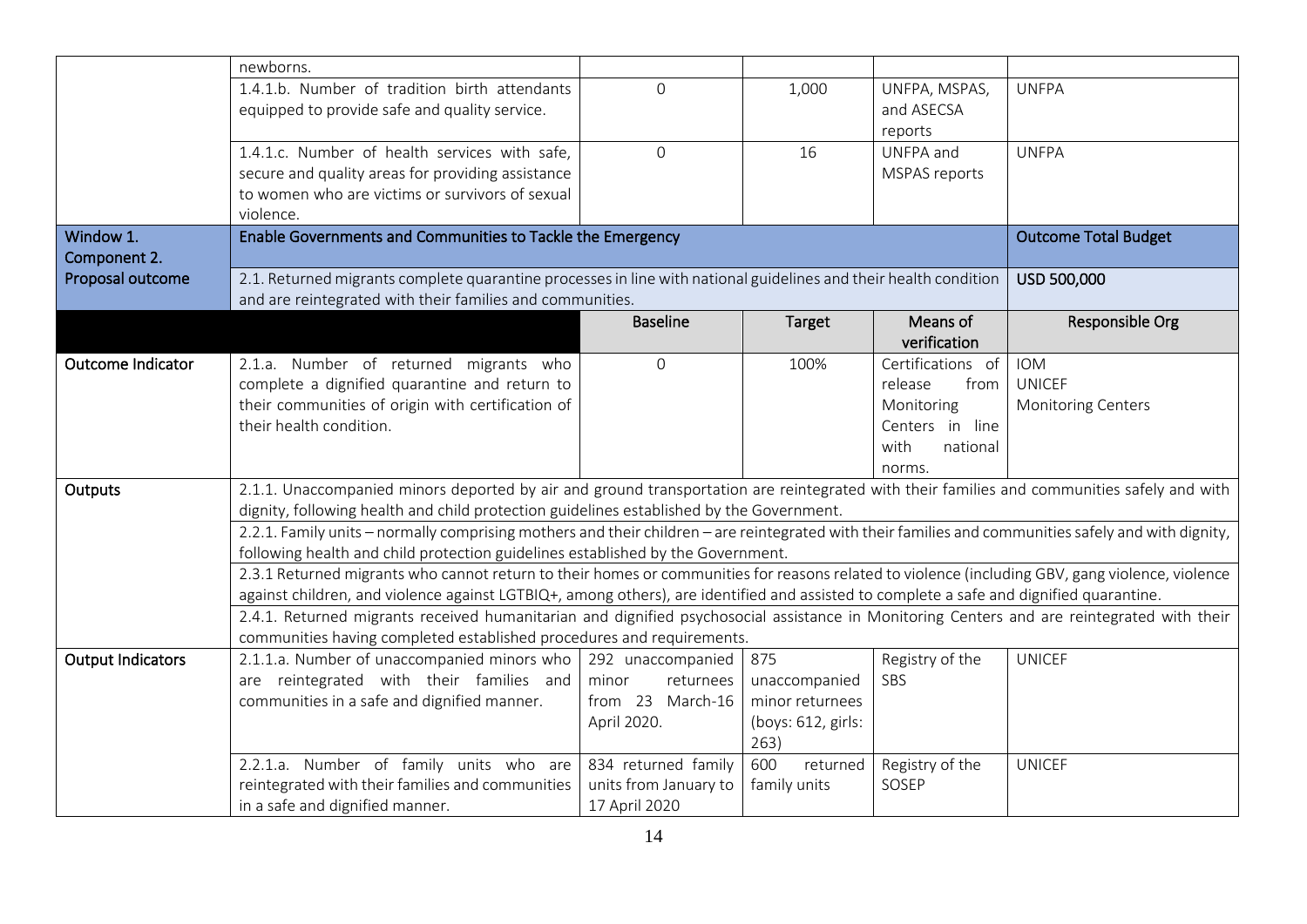| | | | | | |
|---|---|---|---|---|---|
| | newborns. | | | | |
| | 1.4.1.b. Number of tradition birth attendants equipped to provide safe and quality service. | 0 | 1,000 | UNFPA, MSPAS, and ASECSA reports | UNFPA |
| | 1.4.1.c. Number of health services with safe, secure and quality areas for providing assistance to women who are victims or survivors of sexual violence. | 0 | 16 | UNFPA and MSPAS reports | UNFPA |
| **Window 1. Component 2.** | **Enable Governments and Communities to Tackle the Emergency** | | | | **Outcome Total Budget** |
| **Proposal outcome** | 2.1. Returned migrants complete quarantine processes in line with national guidelines and their health condition and are reintegrated with their families and communities. | | | | **USD 500,000** |
| | | **Baseline** | **Target** | **Means of verification** | **Responsible Org** |
| **Outcome Indicator** | 2.1.a. Number of returned migrants who complete a dignified quarantine and return to their communities of origin with certification of their health condition. | 0 | 100% | Certifications of release from Monitoring Centers in line with national norms. | IOM<br>UNICEF<br>Monitoring Centers |
| **Outputs** | 2.1.1. Unaccompanied minors deported by air and ground transportation are reintegrated with their families and communities safely and with dignity, following health and child protection guidelines established by the Government. | | | | |
| | 2.2.1. Family units – normally comprising mothers and their children – are reintegrated with their families and communities safely and with dignity, following health and child protection guidelines established by the Government. | | | | |
| | 2.3.1 Returned migrants who cannot return to their homes or communities for reasons related to violence (including GBV, gang violence, violence against children, and violence against LGTBIQ+, among others), are identified and assisted to complete a safe and dignified quarantine. | | | | |
| | 2.4.1. Returned migrants received humanitarian and dignified psychosocial assistance in Monitoring Centers and are reintegrated with their communities having completed established procedures and requirements. | | | | |
| **Output Indicators** | 2.1.1.a. Number of unaccompanied minors who are reintegrated with their families and communities in a safe and dignified manner. | 292 unaccompanied minor returnees from 23 March-16 April 2020. | 875 unaccompanied minor returnees (boys: 612, girls: 263) | Registry of the SBS | UNICEF |
| | 2.2.1.a. Number of family units who are reintegrated with their families and communities in a safe and dignified manner. | 834 returned family units from January to 17 April 2020 | 600 returned family units | Registry of the SOSEP | UNICEF |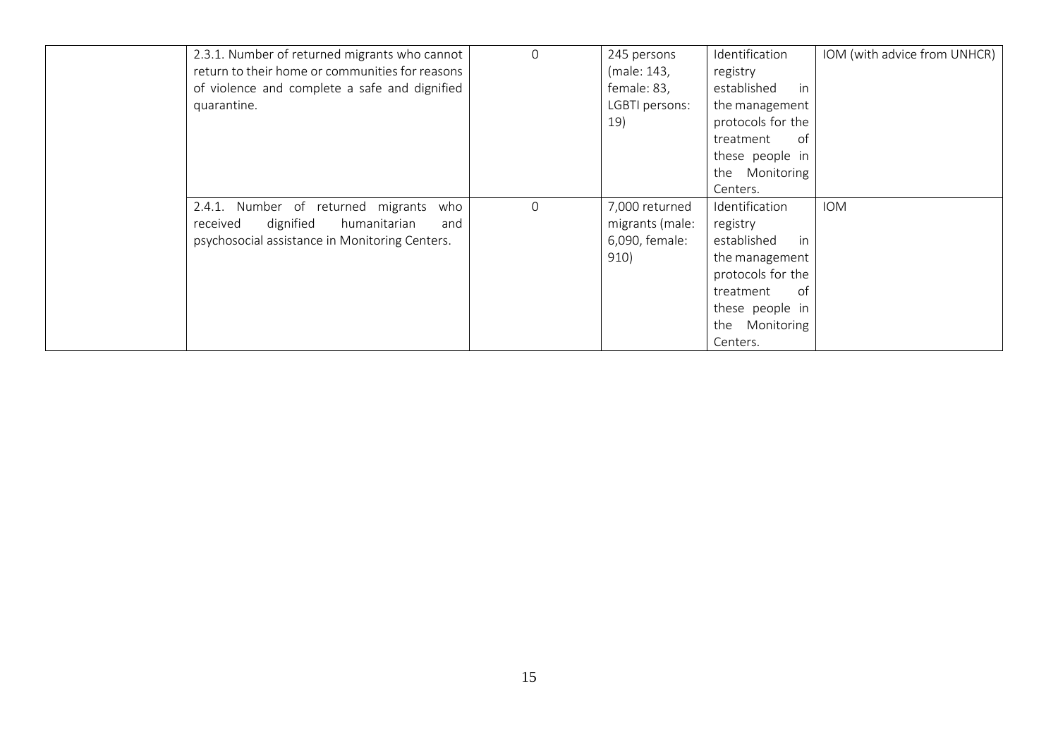| | | | | | |
|---|---|---|---|---|---|
| | 2.3.1. Number of returned migrants who cannot return to their home or communities for reasons of violence and complete a safe and dignified quarantine. | 0 | 245 persons (male: 143, female: 83, LGBTI persons: 19) | Identification registry established in the management protocols for the treatment of these people in the Monitoring Centers. | IOM (with advice from UNHCR) |
| | 2.4.1. Number of returned migrants who received dignified humanitarian and psychosocial assistance in Monitoring Centers. | 0 | 7,000 returned migrants (male: 6,090, female: 910) | Identification registry established in the management protocols for the treatment of these people in the Monitoring Centers. | IOM |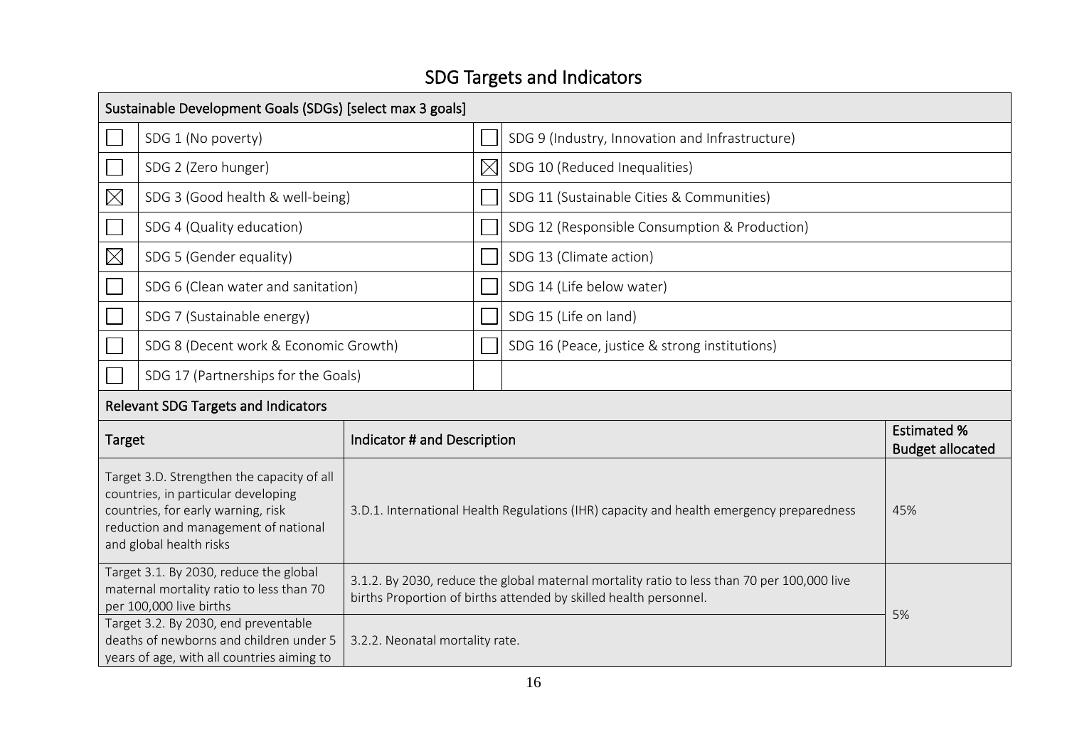# SDG Targets and Indicators

| Sustainable Development Goals (SDGs) [select max 3 goals] | | | |
|---|---|---|---|
| ☐ | SDG 1 (No poverty) | ☐ | SDG 9 (Industry, Innovation and Infrastructure) |
| ☐ | SDG 2 (Zero hunger) | ☒ | SDG 10 (Reduced Inequalities) |
| ☒ | SDG 3 (Good health & well-being) | ☐ | SDG 11 (Sustainable Cities & Communities) |
| ☐ | SDG 4 (Quality education) | ☐ | SDG 12 (Responsible Consumption & Production) |
| ☒ | SDG 5 (Gender equality) | ☐ | SDG 13 (Climate action) |
| ☐ | SDG 6 (Clean water and sanitation) | ☐ | SDG 14 (Life below water) |
| ☐ | SDG 7 (Sustainable energy) | ☐ | SDG 15 (Life on land) |
| ☐ | SDG 8 (Decent work & Economic Growth) | ☐ | SDG 16 (Peace, justice & strong institutions) |
| ☐ | SDG 17 (Partnerships for the Goals) | | |

**Relevant SDG Targets and Indicators**

| Target | Indicator # and Description | Estimated % Budget allocated |
|---|---|---|
| Target 3.D. Strengthen the capacity of all countries, in particular developing countries, for early warning, risk reduction and management of national and global health risks | 3.D.1. International Health Regulations (IHR) capacity and health emergency preparedness | 45% |
| Target 3.1. By 2030, reduce the global maternal mortality ratio to less than 70 per 100,000 live births | 3.1.2. By 2030, reduce the global maternal mortality ratio to less than 70 per 100,000 live births Proportion of births attended by skilled health personnel. | 5% |
| Target 3.2. By 2030, end preventable deaths of newborns and children under 5 years of age, with all countries aiming to | 3.2.2. Neonatal mortality rate. | |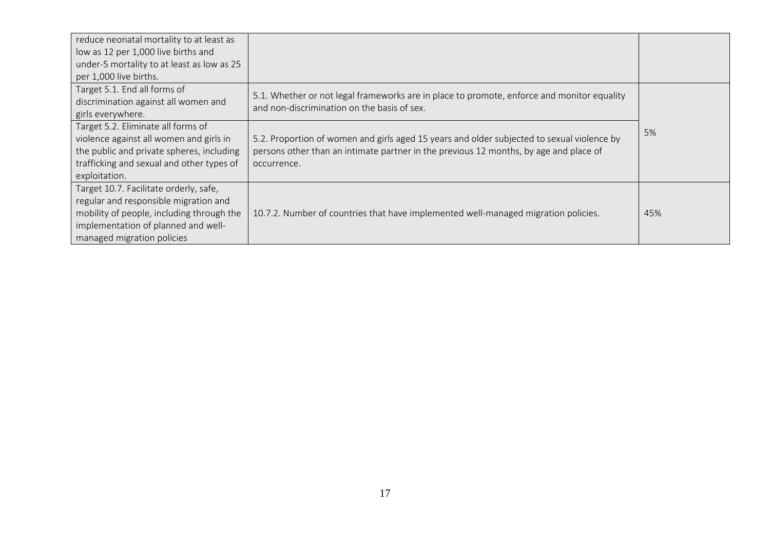| | | |
|---|---|---|
| reduce neonatal mortality to at least as low as 12 per 1,000 live births and under-5 mortality to at least as low as 25 per 1,000 live births. | | |
| Target 5.1. End all forms of discrimination against all women and girls everywhere. | 5.1. Whether or not legal frameworks are in place to promote, enforce and monitor equality and non-discrimination on the basis of sex. | 5% |
| Target 5.2. Eliminate all forms of violence against all women and girls in the public and private spheres, including trafficking and sexual and other types of exploitation. | 5.2. Proportion of women and girls aged 15 years and older subjected to sexual violence by persons other than an intimate partner in the previous 12 months, by age and place of occurrence. | |
| Target 10.7. Facilitate orderly, safe, regular and responsible migration and mobility of people, including through the implementation of planned and well-managed migration policies | 10.7.2. Number of countries that have implemented well-managed migration policies. | 45% |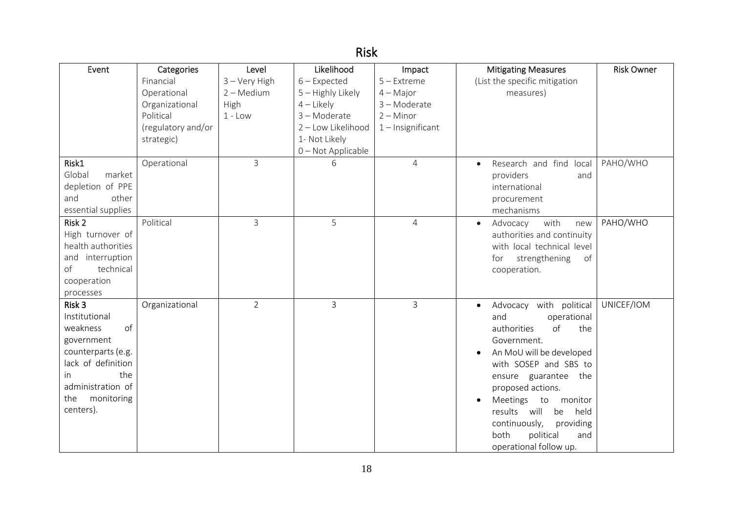# Risk

| Event | Categories<br>Financial<br>Operational<br>Organizational<br>Political<br>(regulatory and/or strategic) | Level<br>3 – Very High<br>2 – Medium High<br>1 - Low | Likelihood<br>6 – Expected<br>5 – Highly Likely<br>4 – Likely<br>3 – Moderate<br>2 – Low Likelihood<br>1- Not Likely<br>0 – Not Applicable | Impact<br>5 – Extreme<br>4 – Major<br>3 – Moderate<br>2 – Minor<br>1 – Insignificant | Mitigating Measures<br>(List the specific mitigation measures) | Risk Owner |
|---|---|---|---|---|---|---|
| **Risk1**<br>Global market depletion of PPE and other essential supplies | Operational | 3 | 6 | 4 | • Research and find local providers and international procurement mechanisms | PAHO/WHO |
| **Risk 2**<br>High turnover of health authorities and interruption of technical cooperation processes | Political | 3 | 5 | 4 | • Advocacy with new authorities and continuity with local technical level for strengthening of cooperation. | PAHO/WHO |
| **Risk 3**<br>Institutional weakness of government counterparts (e.g. lack of definition in the administration of the monitoring centers). | Organizational | 2 | 3 | 3 | • Advocacy with political and operational authorities of the Government.<br>• An MoU will be developed with SOSEP and SBS to ensure guarantee the proposed actions.<br>• Meetings to monitor results will be held continuously, providing both political and operational follow up. | UNICEF/IOM |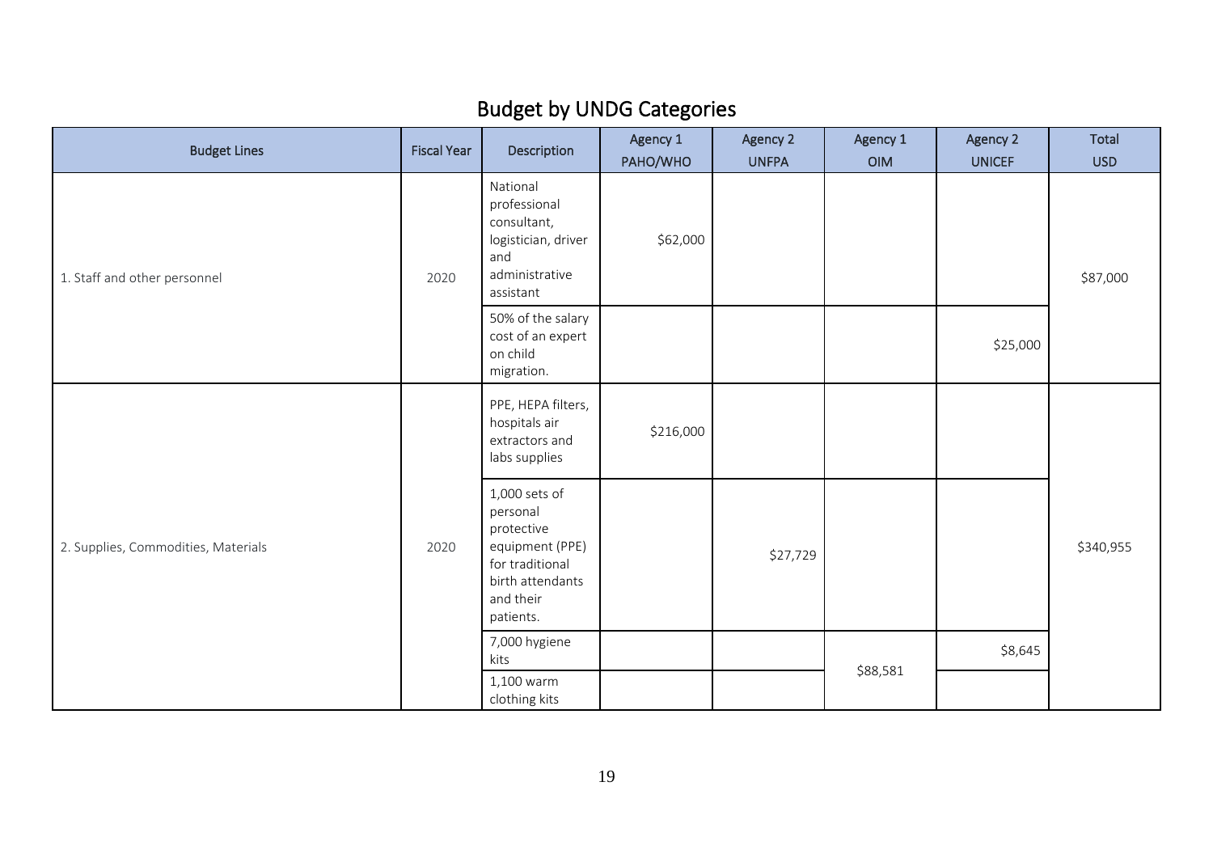## Budget by UNDG Categories

| Budget Lines | Fiscal Year | Description | Agency 1 PAHO/WHO | Agency 2 UNFPA | Agency 1 OIM | Agency 2 UNICEF | Total USD |
|---|---|---|---|---|---|---|---|
| 1. Staff and other personnel | 2020 | National professional consultant, logistician, driver and administrative assistant | $62,000 | | | | $87,000 |
| | | 50% of the salary cost of an expert on child migration. | | | | $25,000 | |
| 2. Supplies, Commodities, Materials | 2020 | PPE, HEPA filters, hospitals air extractors and labs supplies | $216,000 | | | | $340,955 |
| | | 1,000 sets of personal protective equipment (PPE) for traditional birth attendants and their patients. | | $27,729 | | | |
| | | 7,000 hygiene kits | | | $88,581 | $8,645 | |
| | | 1,100 warm clothing kits | | | | | |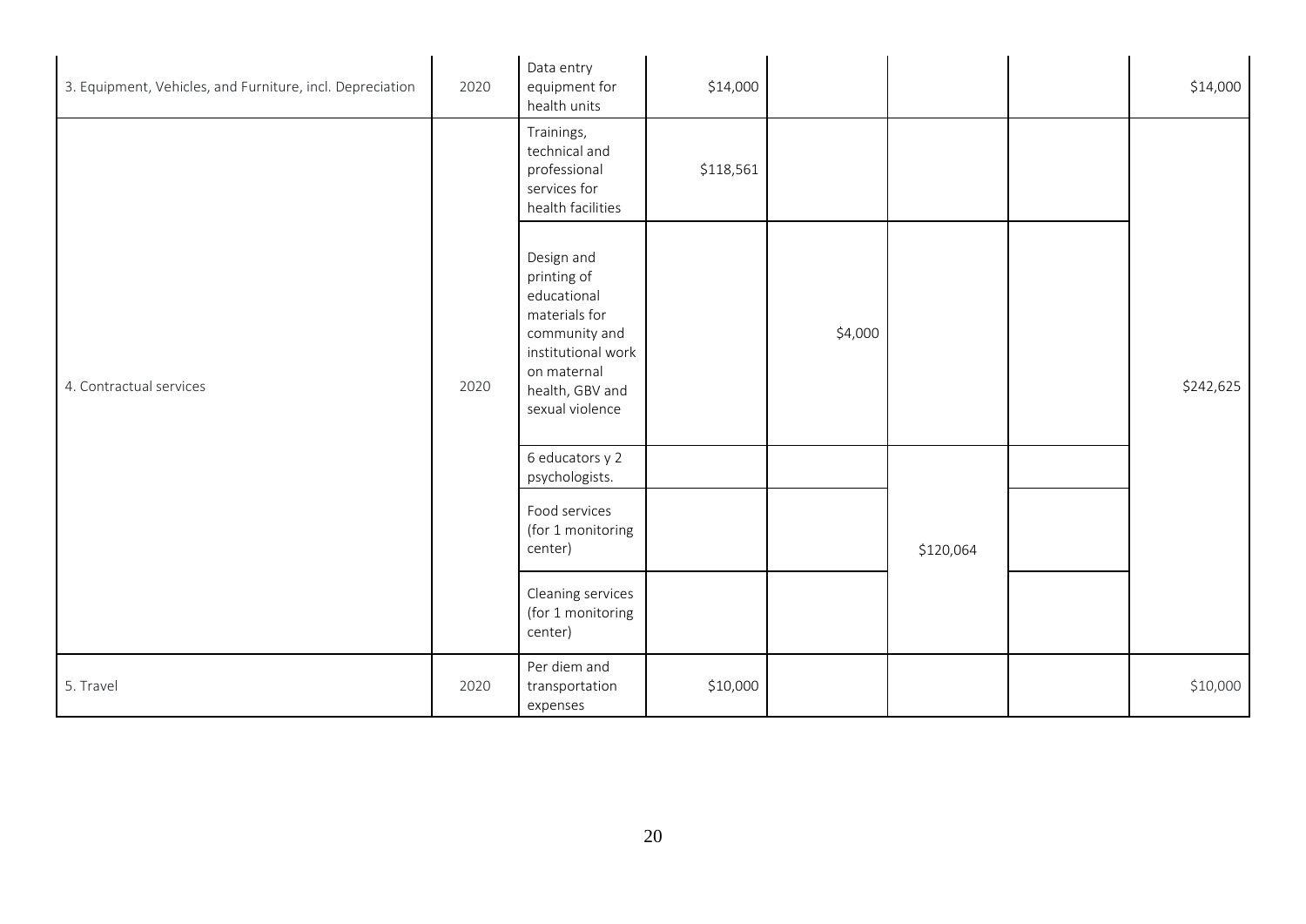| 3. Equipment, Vehicles, and Furniture, incl. Depreciation | 2020 | Data entry equipment for health units | $14,000 | | | | $14,000 |
|---|---|---|---|---|---|---|---|
| 4. Contractual services | 2020 | Trainings, technical and professional services for health facilities | $118,561 | | | | $242,625 |
| | | Design and printing of educational materials for community and institutional work on maternal health, GBV and sexual violence | | $4,000 | | | |
| | | 6 educators y 2 psychologists. | | | $120,064 | | |
| | | Food services (for 1 monitoring center) | | | | | |
| | | Cleaning services (for 1 monitoring center) | | | | | |
| 5. Travel | 2020 | Per diem and transportation expenses | $10,000 | | | | $10,000 |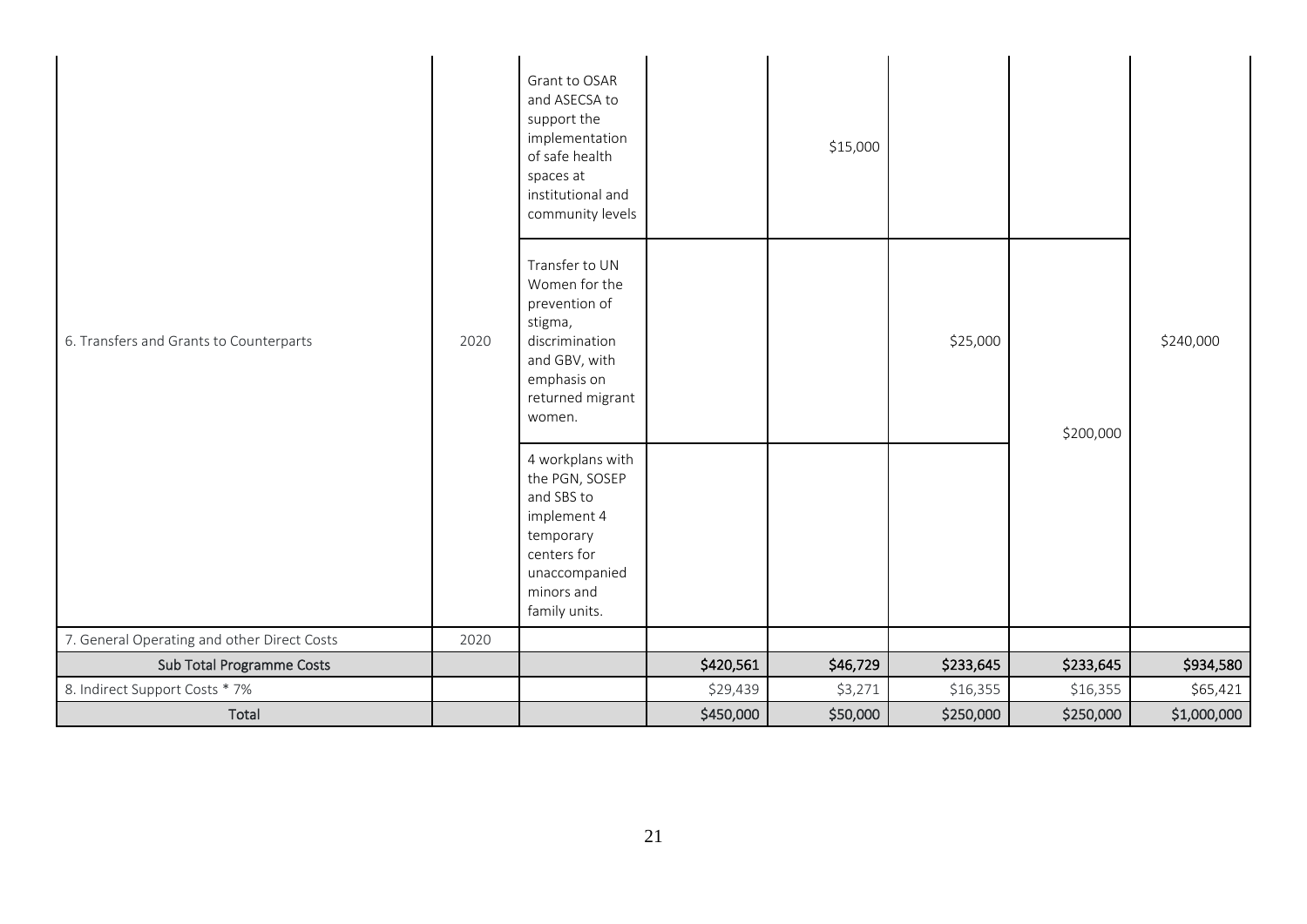| | | | | | | | |
|---|---|---|---|---|---|---|---|
| 6. Transfers and Grants to Counterparts | 2020 | Grant to OSAR and ASECSA to support the implementation of safe health spaces at institutional and community levels | | $15,000 | | | $240,000 |
| | | Transfer to UN Women for the prevention of stigma, discrimination and GBV, with emphasis on returned migrant women. | | | $25,000 | $200,000 | |
| | | 4 workplans with the PGN, SOSEP and SBS to implement 4 temporary centers for unaccompanied minors and family units. | | | | | |
| 7. General Operating and other Direct Costs | 2020 | | | | | | |
| Sub Total Programme Costs | | | $420,561 | $46,729 | $233,645 | $233,645 | $934,580 |
| 8. Indirect Support Costs * 7% | | | $29,439 | $3,271 | $16,355 | $16,355 | $65,421 |
| Total | | | $450,000 | $50,000 | $250,000 | $250,000 | $1,000,000 |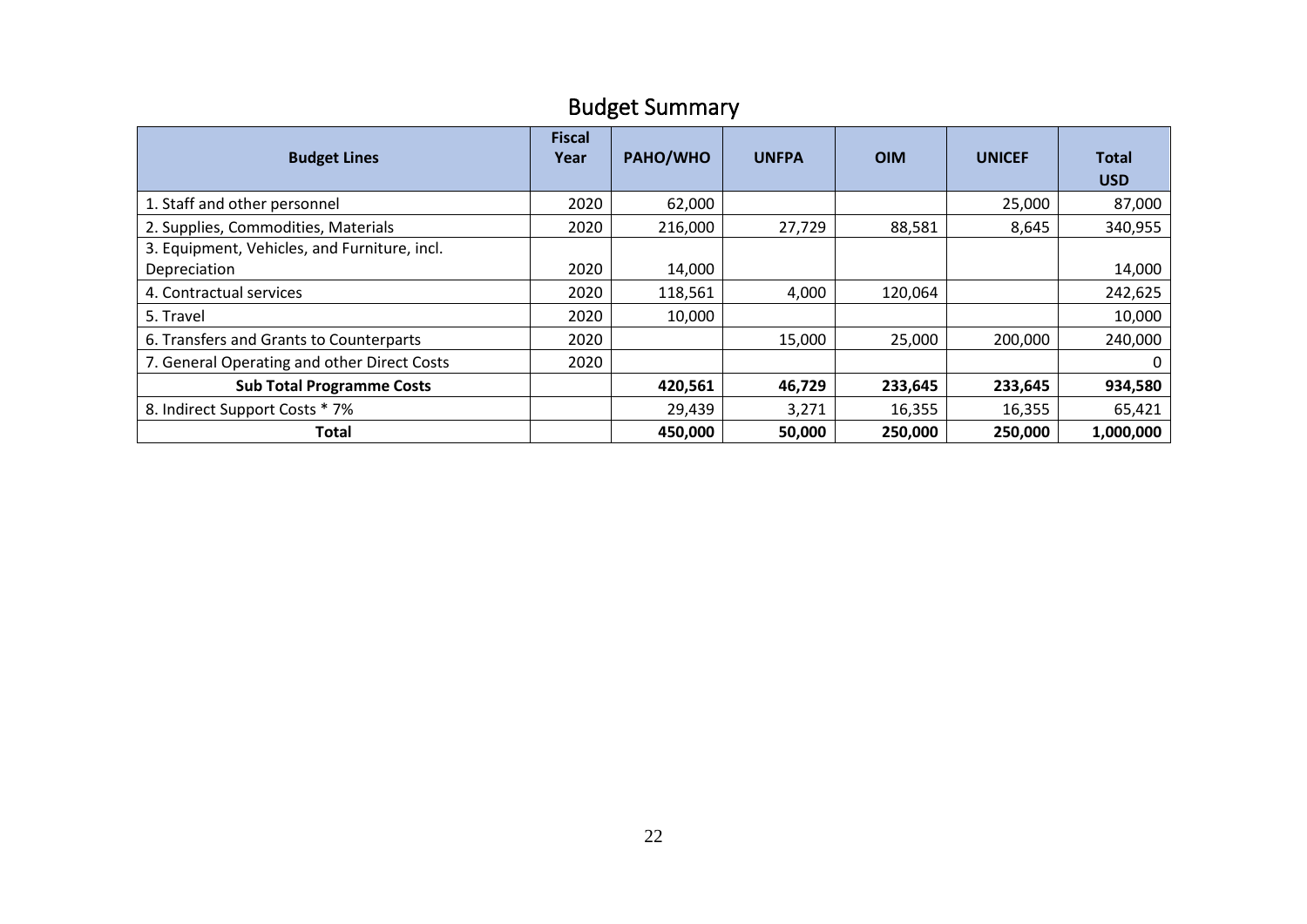## Budget Summary

| Budget Lines | Fiscal Year | PAHO/WHO | UNFPA | OIM | UNICEF | Total USD |
|---|---|---|---|---|---|---|
| 1. Staff and other personnel | 2020 | 62,000 | | | 25,000 | 87,000 |
| 2. Supplies, Commodities, Materials | 2020 | 216,000 | 27,729 | 88,581 | 8,645 | 340,955 |
| 3. Equipment, Vehicles, and Furniture, incl. Depreciation | 2020 | 14,000 | | | | 14,000 |
| 4. Contractual services | 2020 | 118,561 | 4,000 | 120,064 | | 242,625 |
| 5. Travel | 2020 | 10,000 | | | | 10,000 |
| 6. Transfers and Grants to Counterparts | 2020 | | 15,000 | 25,000 | 200,000 | 240,000 |
| 7. General Operating and other Direct Costs | 2020 | | | | | 0 |
| **Sub Total Programme Costs** | | **420,561** | **46,729** | **233,645** | **233,645** | **934,580** |
| 8. Indirect Support Costs * 7% | | 29,439 | 3,271 | 16,355 | 16,355 | 65,421 |
| **Total** | | **450,000** | **50,000** | **250,000** | **250,000** | **1,000,000** |